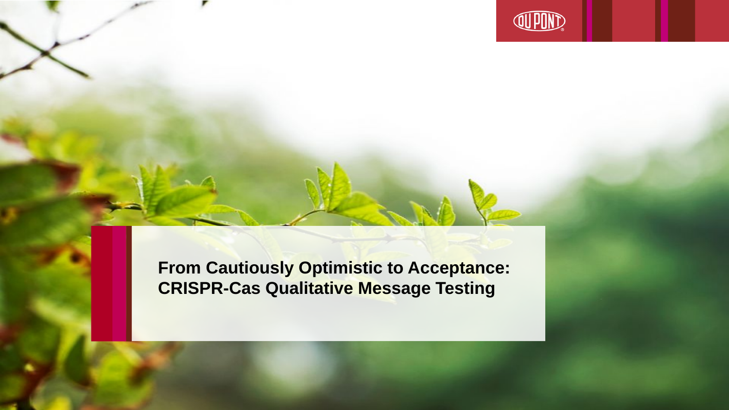# From Cautiously Optimistic to Acceptance: CRISPR-Cas Qualitative Message Testing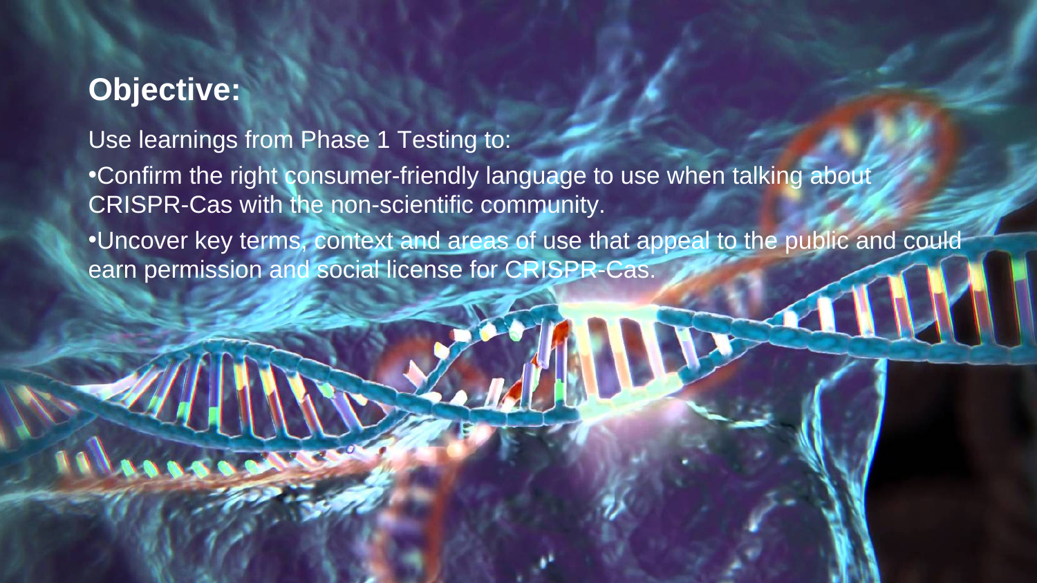## Objective:

Use learnings from Phase 1 Testing to:

- Confirm the right consumer-friendly language to use when talking about CRISPR-Cas with the non-scientific community.
- Uncover key terms, context and areas of use that appeal to the public and could earn permission and social license for CRISPR-Cas.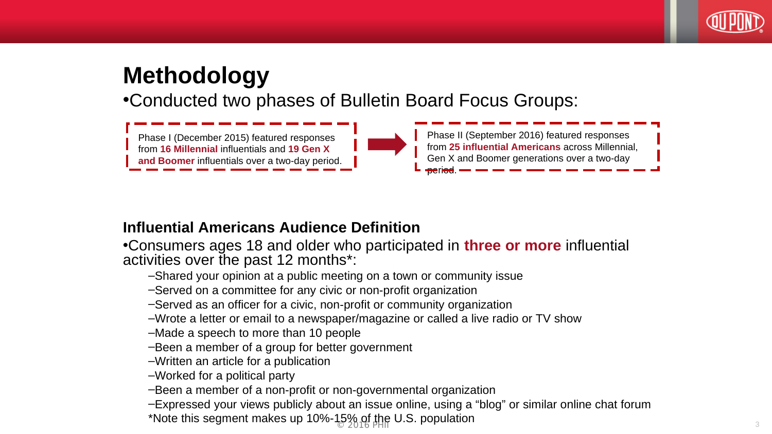# Methodology

- Conducted two phases of Bulletin Board Focus Groups:

Phase I (December 2015) featured responses from **16 Millennial** influentials and **19 Gen X and Boomer** influentials over a two-day period.

Phase II (September 2016) featured responses from **25 influential Americans** across Millennial, Gen X and Boomer generations over a two-day period.

## Influential Americans Audience Definition

- Consumers ages 18 and older who participated in **three or more** influential activities over the past 12 months*:
  - Shared your opinion at a public meeting on a town or community issue
  - Served on a committee for any civic or non-profit organization
  - Served as an officer for a civic, non-profit or community organization
  - Wrote a letter or email to a newspaper/magazine or called a live radio or TV show
  - Made a speech to more than 10 people
  - Been a member of a group for better government
  - Written an article for a publication
  - Worked for a political party
  - Been a member of a non-profit or non-governmental organization
  - Expressed your views publicly about an issue online, using a "blog" or similar online chat forum

*Note this segment makes up 10%-15% of the U.S. population

© 2016 PHII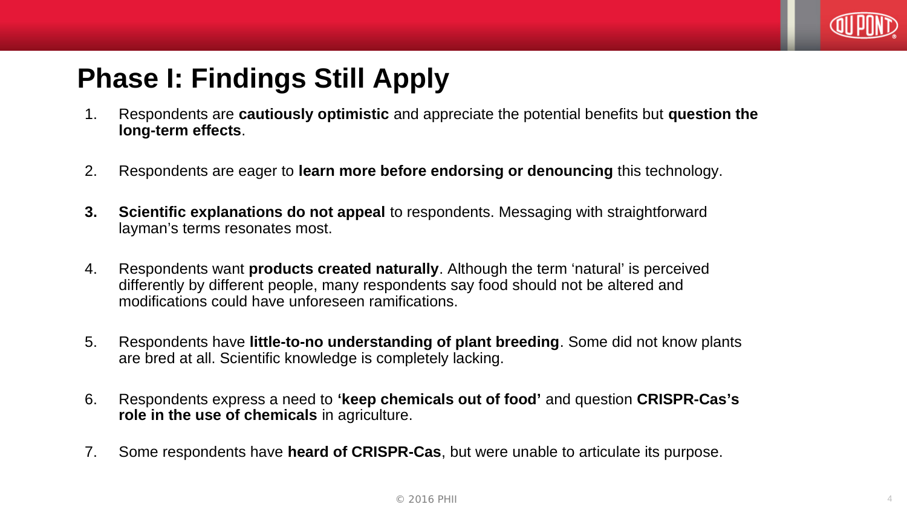# Phase I: Findings Still Apply

1. Respondents are **cautiously optimistic** and appreciate the potential benefits but **question the long-term effects**.

2. Respondents are eager to **learn more before endorsing or denouncing** this technology.

3. **Scientific explanations do not appeal** to respondents. Messaging with straightforward layman's terms resonates most.

4. Respondents want **products created naturally**. Although the term 'natural' is perceived differently by different people, many respondents say food should not be altered and modifications could have unforeseen ramifications.

5. Respondents have **little-to-no understanding of plant breeding**. Some did not know plants are bred at all. Scientific knowledge is completely lacking.

6. Respondents express a need to **'keep chemicals out of food'** and question **CRISPR-Cas's role in the use of chemicals** in agriculture.

7. Some respondents have **heard of CRISPR-Cas**, but were unable to articulate its purpose.

© 2016 PHII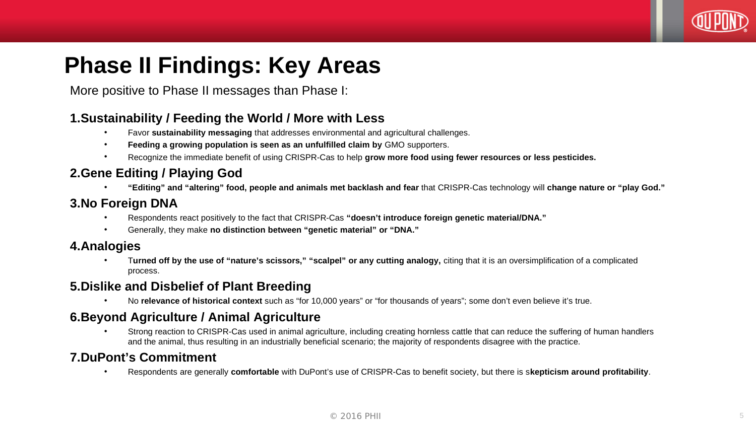# Phase II Findings: Key Areas

More positive to Phase II messages than Phase I:

## 1. Sustainability / Feeding the World / More with Less

- Favor **sustainability messaging** that addresses environmental and agricultural challenges.
- **Feeding a growing population is seen as an unfulfilled claim by** GMO supporters.
- Recognize the immediate benefit of using CRISPR-Cas to help **grow more food using fewer resources or less pesticides.**

## 2. Gene Editing / Playing God

- **"Editing" and "altering" food, people and animals met backlash and fear** that CRISPR-Cas technology will **change nature or "play God."**

## 3. No Foreign DNA

- Respondents react positively to the fact that CRISPR-Cas **"doesn't introduce foreign genetic material/DNA."**
- Generally, they make **no distinction between "genetic material" or "DNA."**

## 4. Analogies

- T**urned off by the use of "nature's scissors," "scalpel" or any cutting analogy,** citing that it is an oversimplification of a complicated process.

## 5. Dislike and Disbelief of Plant Breeding

- No **relevance of historical context** such as "for 10,000 years" or "for thousands of years"; some don't even believe it's true.

## 6. Beyond Agriculture / Animal Agriculture

- Strong reaction to CRISPR-Cas used in animal agriculture, including creating hornless cattle that can reduce the suffering of human handlers and the animal, thus resulting in an industrially beneficial scenario; the majority of respondents disagree with the practice.

## 7. DuPont's Commitment

- Respondents are generally **comfortable** with DuPont's use of CRISPR-Cas to benefit society, but there is s**kepticism around profitability**.

© 2016 PHII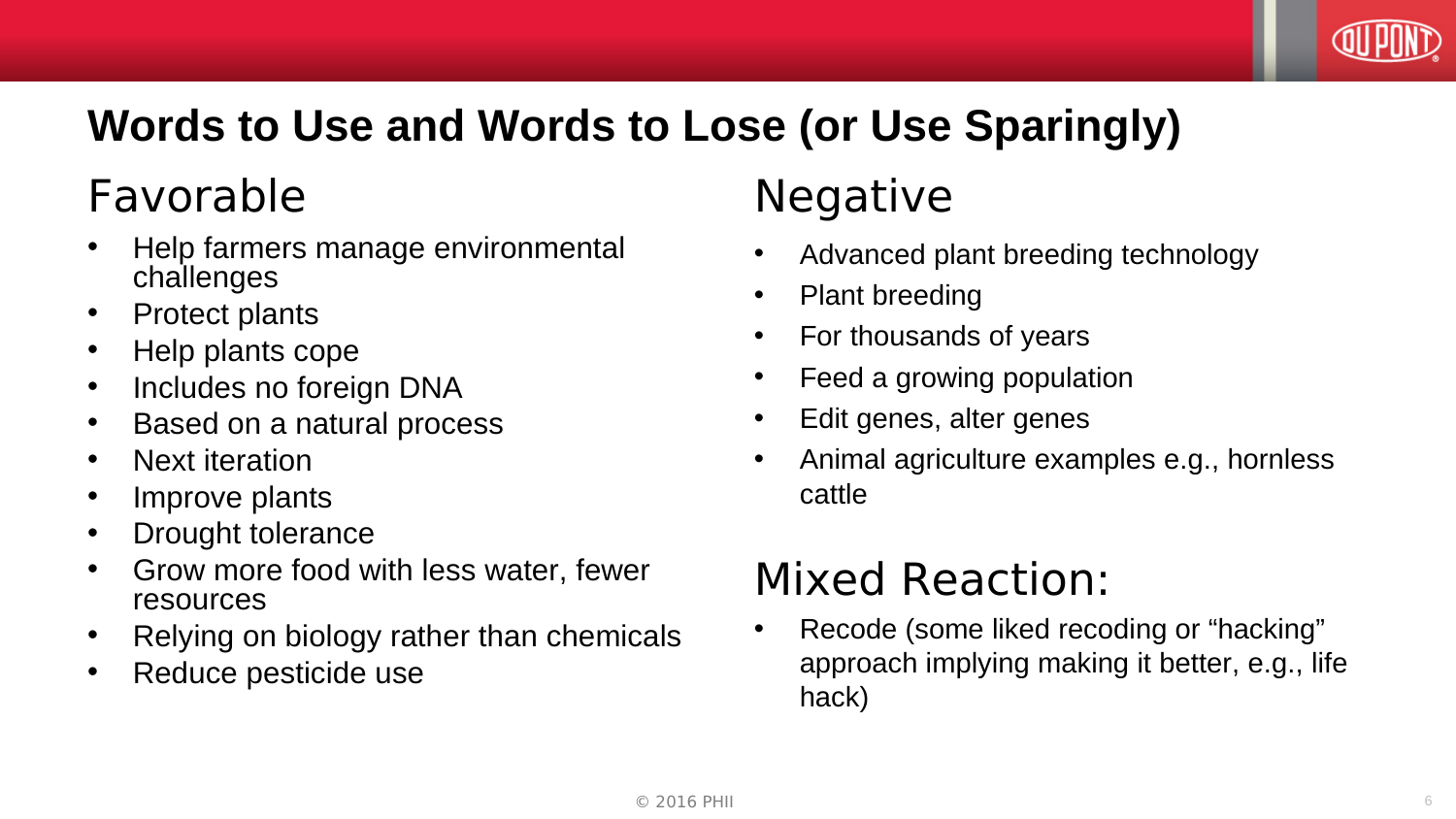# Words to Use and Words to Lose (or Use Sparingly)

## Favorable

- Help farmers manage environmental challenges
- Protect plants
- Help plants cope
- Includes no foreign DNA
- Based on a natural process
- Next iteration
- Improve plants
- Drought tolerance
- Grow more food with less water, fewer resources
- Relying on biology rather than chemicals
- Reduce pesticide use

## Negative

- Advanced plant breeding technology
- Plant breeding
- For thousands of years
- Feed a growing population
- Edit genes, alter genes
- Animal agriculture examples e.g., hornless cattle

## Mixed Reaction:

- Recode (some liked recoding or “hacking” approach implying making it better, e.g., life hack)

© 2016 PHII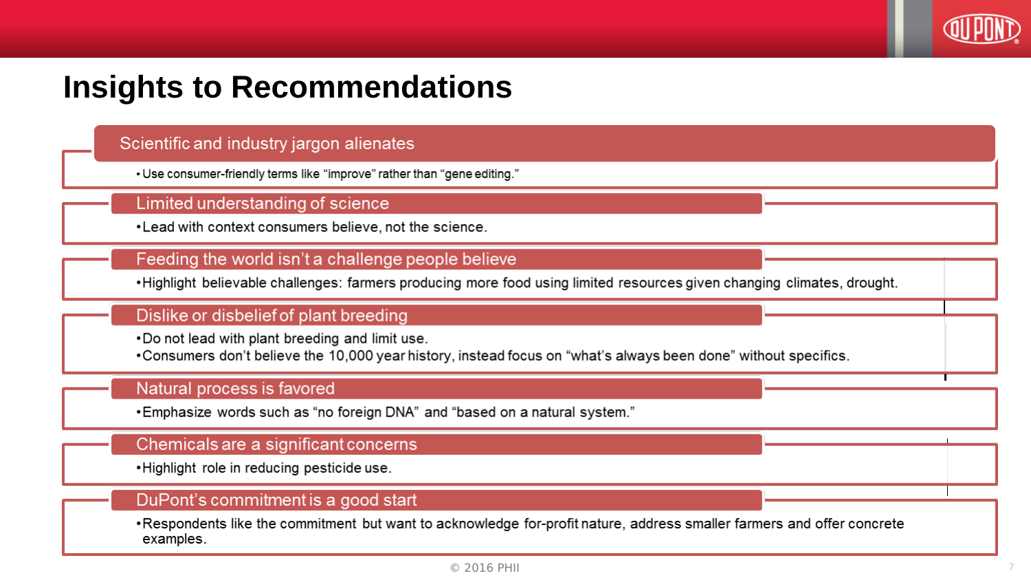# Insights to Recommendations

## Scientific and industry jargon alienates

- Use consumer-friendly terms like “improve” rather than “gene editing.”

## Limited understanding of science

- Lead with context consumers believe, not the science.

## Feeding the world isn’t a challenge people believe

- Highlight believable challenges: farmers producing more food using limited resources given changing climates, drought.

## Dislike or disbelief of plant breeding

- Do not lead with plant breeding and limit use.
- Consumers don’t believe the 10,000 year history, instead focus on “what’s always been done” without specifics.

## Natural process is favored

- Emphasize words such as “no foreign DNA” and “based on a natural system.”

## Chemicals are a significant concerns

- Highlight role in reducing pesticide use.

## DuPont’s commitment is a good start

- Respondents like the commitment but want to acknowledge for-profit nature, address smaller farmers and offer concrete examples.

© 2016 PHII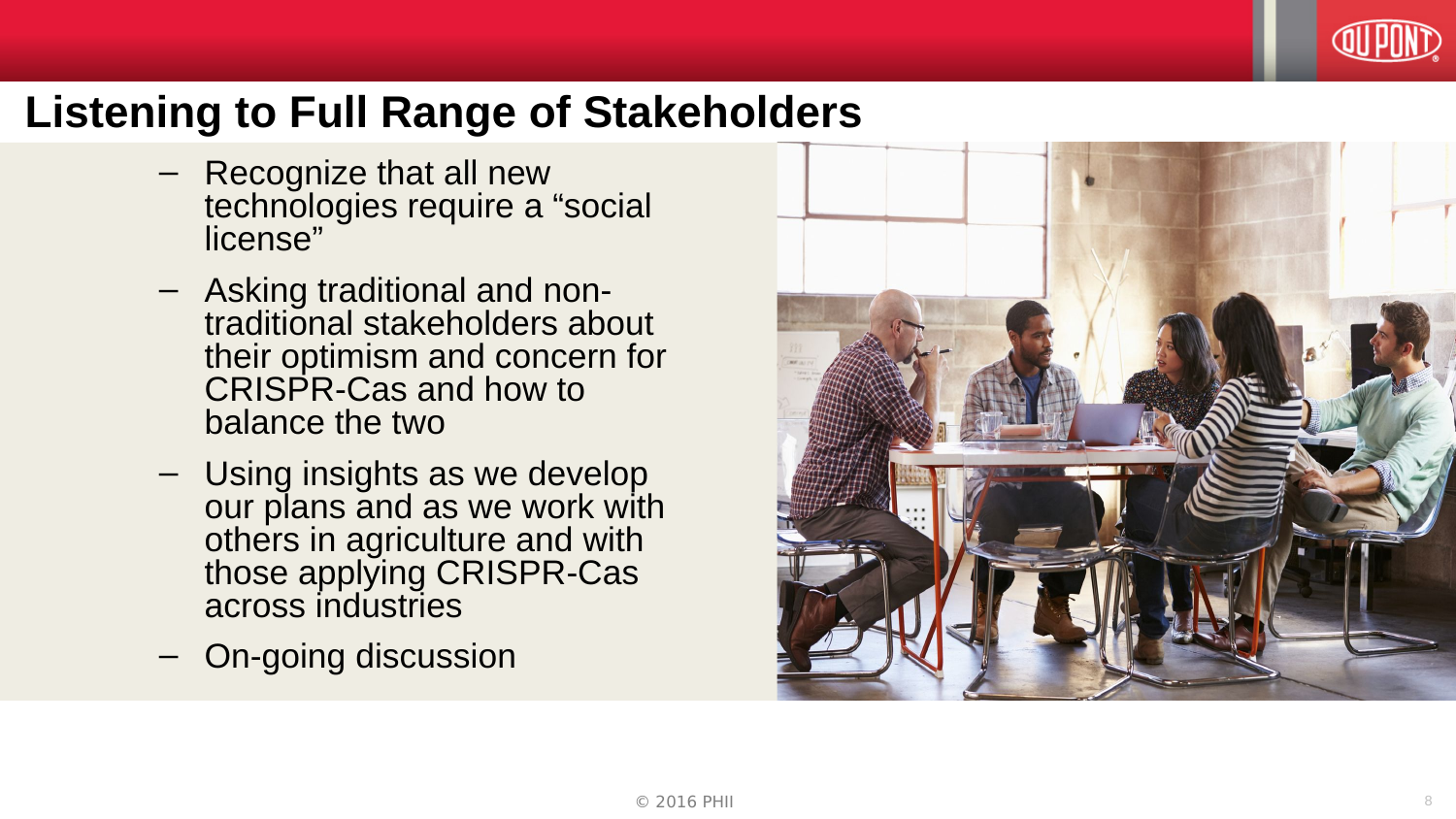# Listening to Full Range of Stakeholders

- Recognize that all new technologies require a "social license"
- Asking traditional and non-traditional stakeholders about their optimism and concern for CRISPR-Cas and how to balance the two
- Using insights as we develop our plans and as we work with others in agriculture and with those applying CRISPR-Cas across industries
- On-going discussion